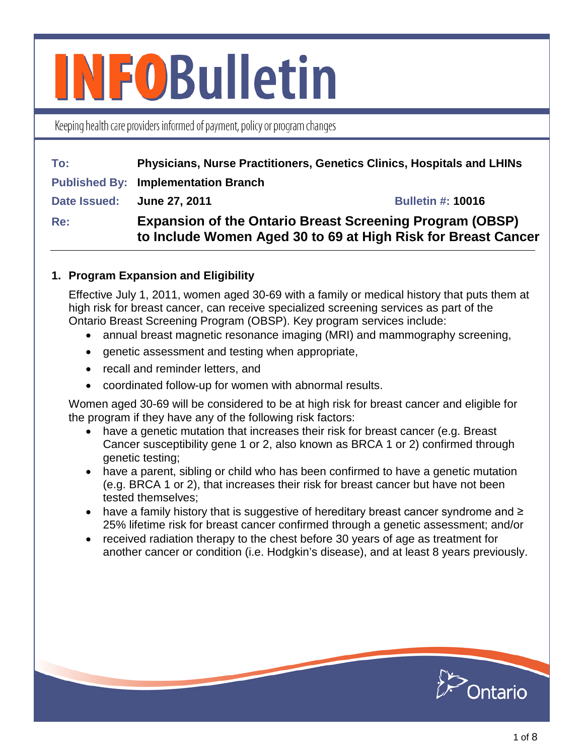# INFOBulletin

Keeping health care providers informed of payment, policy or program changes

**To:** Physicians, Nurse Practitioners, Genetics Clinics, Hospitals and LHINs

**Published By:** Implementation Branch

**Date Issued:** June 27, 2011 **Bulletin #:** 10016

**Re:** **Expansion of the Ontario Breast Screening Program (OBSP) to Include Women Aged 30 to 69 at High Risk for Breast Cancer**

---

## 1. Program Expansion and Eligibility

Effective July 1, 2011, women aged 30-69 with a family or medical history that puts them at high risk for breast cancer, can receive specialized screening services as part of the Ontario Breast Screening Program (OBSP). Key program services include:

- annual breast magnetic resonance imaging (MRI) and mammography screening,
- genetic assessment and testing when appropriate,
- recall and reminder letters, and
- coordinated follow-up for women with abnormal results.

Women aged 30-69 will be considered to be at high risk for breast cancer and eligible for the program if they have any of the following risk factors:

- have a genetic mutation that increases their risk for breast cancer (e.g. Breast Cancer susceptibility gene 1 or 2, also known as BRCA 1 or 2) confirmed through genetic testing;
- have a parent, sibling or child who has been confirmed to have a genetic mutation (e.g. BRCA 1 or 2), that increases their risk for breast cancer but have not been tested themselves;
- have a family history that is suggestive of hereditary breast cancer syndrome and ≥ 25% lifetime risk for breast cancer confirmed through a genetic assessment; and/or
- received radiation therapy to the chest before 30 years of age as treatment for another cancer or condition (i.e. Hodgkin's disease), and at least 8 years previously.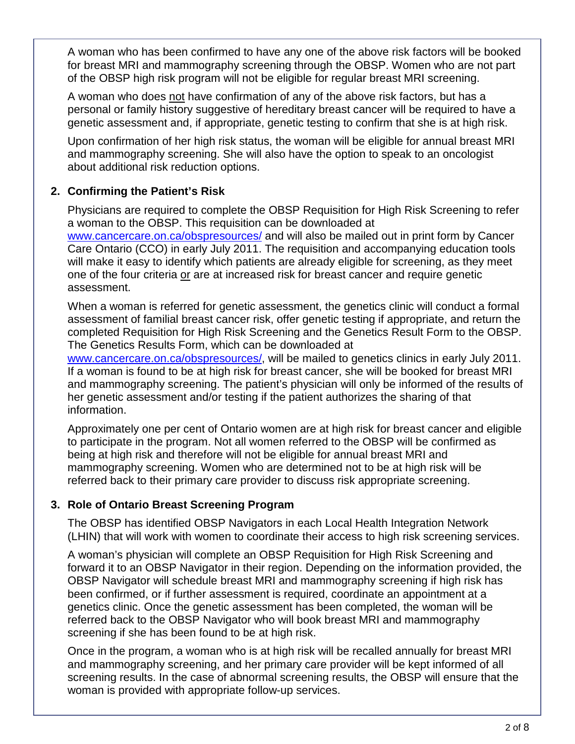A woman who has been confirmed to have any one of the above risk factors will be booked for breast MRI and mammography screening through the OBSP. Women who are not part of the OBSP high risk program will not be eligible for regular breast MRI screening.

A woman who does not have confirmation of any of the above risk factors, but has a personal or family history suggestive of hereditary breast cancer will be required to have a genetic assessment and, if appropriate, genetic testing to confirm that she is at high risk.

Upon confirmation of her high risk status, the woman will be eligible for annual breast MRI and mammography screening. She will also have the option to speak to an oncologist about additional risk reduction options.

## 2. Confirming the Patient's Risk

Physicians are required to complete the OBSP Requisition for High Risk Screening to refer a woman to the OBSP. This requisition can be downloaded at www.cancercare.on.ca/obspresources/ and will also be mailed out in print form by Cancer Care Ontario (CCO) in early July 2011. The requisition and accompanying education tools will make it easy to identify which patients are already eligible for screening, as they meet one of the four criteria or are at increased risk for breast cancer and require genetic assessment.

When a woman is referred for genetic assessment, the genetics clinic will conduct a formal assessment of familial breast cancer risk, offer genetic testing if appropriate, and return the completed Requisition for High Risk Screening and the Genetics Result Form to the OBSP. The Genetics Results Form, which can be downloaded at www.cancercare.on.ca/obspresources/, will be mailed to genetics clinics in early July 2011. If a woman is found to be at high risk for breast cancer, she will be booked for breast MRI and mammography screening. The patient's physician will only be informed of the results of her genetic assessment and/or testing if the patient authorizes the sharing of that information.

Approximately one per cent of Ontario women are at high risk for breast cancer and eligible to participate in the program. Not all women referred to the OBSP will be confirmed as being at high risk and therefore will not be eligible for annual breast MRI and mammography screening. Women who are determined not to be at high risk will be referred back to their primary care provider to discuss risk appropriate screening.

## 3. Role of Ontario Breast Screening Program

The OBSP has identified OBSP Navigators in each Local Health Integration Network (LHIN) that will work with women to coordinate their access to high risk screening services.

A woman's physician will complete an OBSP Requisition for High Risk Screening and forward it to an OBSP Navigator in their region. Depending on the information provided, the OBSP Navigator will schedule breast MRI and mammography screening if high risk has been confirmed, or if further assessment is required, coordinate an appointment at a genetics clinic. Once the genetic assessment has been completed, the woman will be referred back to the OBSP Navigator who will book breast MRI and mammography screening if she has been found to be at high risk.

Once in the program, a woman who is at high risk will be recalled annually for breast MRI and mammography screening, and her primary care provider will be kept informed of all screening results. In the case of abnormal screening results, the OBSP will ensure that the woman is provided with appropriate follow-up services.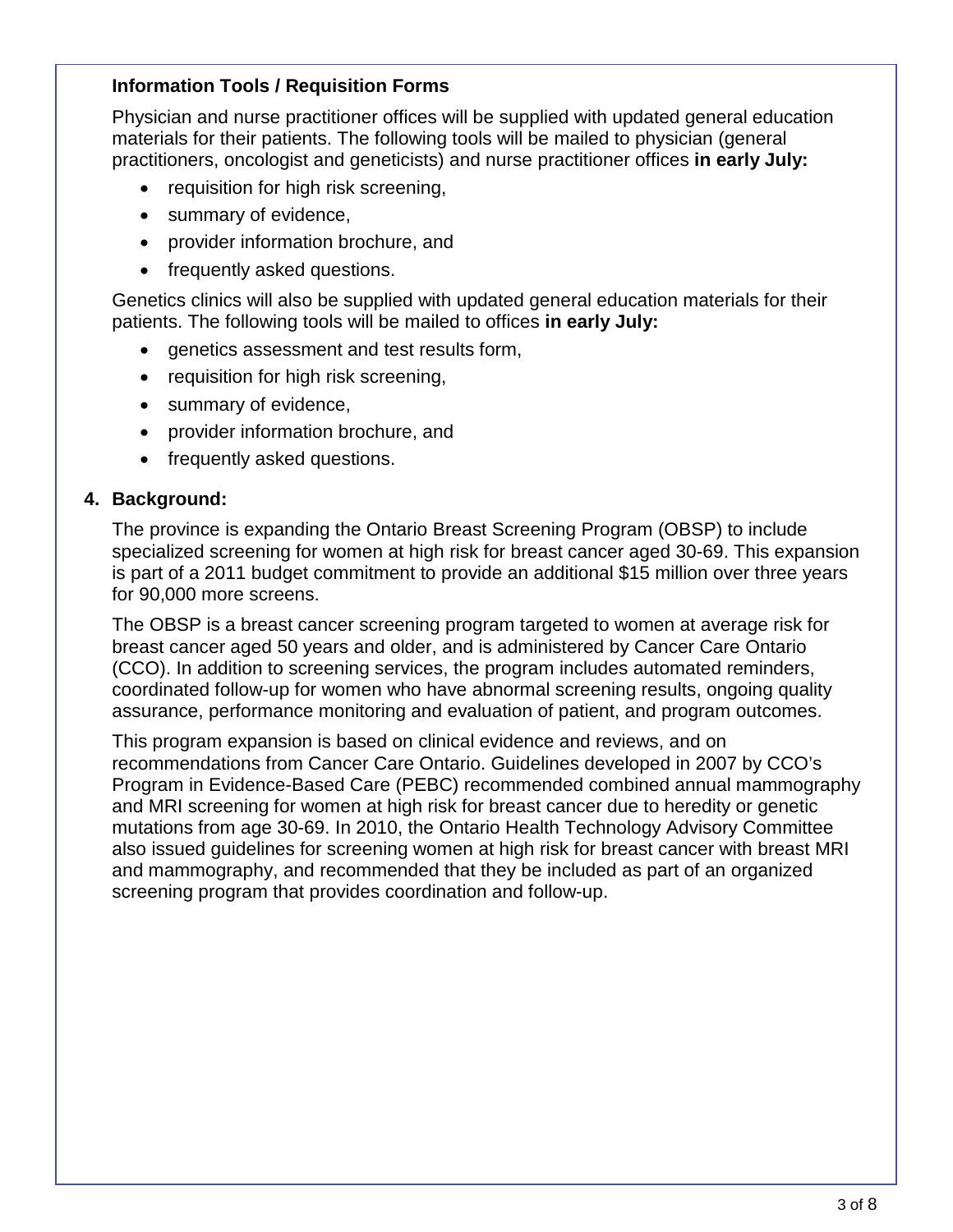**Information Tools / Requisition Forms**

Physician and nurse practitioner offices will be supplied with updated general education materials for their patients. The following tools will be mailed to physician (general practitioners, oncologist and geneticists) and nurse practitioner offices **in early July:**

- requisition for high risk screening,
- summary of evidence,
- provider information brochure, and
- frequently asked questions.

Genetics clinics will also be supplied with updated general education materials for their patients. The following tools will be mailed to offices **in early July:**

- genetics assessment and test results form,
- requisition for high risk screening,
- summary of evidence,
- provider information brochure, and
- frequently asked questions.

**4. Background:**

The province is expanding the Ontario Breast Screening Program (OBSP) to include specialized screening for women at high risk for breast cancer aged 30-69. This expansion is part of a 2011 budget commitment to provide an additional $15 million over three years for 90,000 more screens.

The OBSP is a breast cancer screening program targeted to women at average risk for breast cancer aged 50 years and older, and is administered by Cancer Care Ontario (CCO). In addition to screening services, the program includes automated reminders, coordinated follow-up for women who have abnormal screening results, ongoing quality assurance, performance monitoring and evaluation of patient, and program outcomes.

This program expansion is based on clinical evidence and reviews, and on recommendations from Cancer Care Ontario. Guidelines developed in 2007 by CCO's Program in Evidence-Based Care (PEBC) recommended combined annual mammography and MRI screening for women at high risk for breast cancer due to heredity or genetic mutations from age 30-69. In 2010, the Ontario Health Technology Advisory Committee also issued guidelines for screening women at high risk for breast cancer with breast MRI and mammography, and recommended that they be included as part of an organized screening program that provides coordination and follow-up.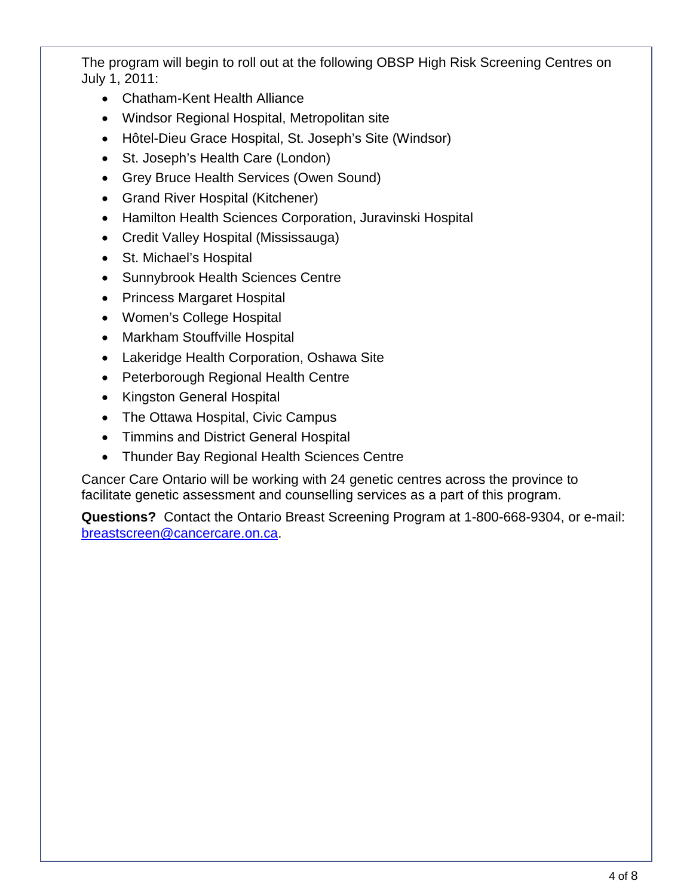The program will begin to roll out at the following OBSP High Risk Screening Centres on July 1, 2011:

- Chatham-Kent Health Alliance
- Windsor Regional Hospital, Metropolitan site
- Hôtel-Dieu Grace Hospital, St. Joseph's Site (Windsor)
- St. Joseph's Health Care (London)
- Grey Bruce Health Services (Owen Sound)
- Grand River Hospital (Kitchener)
- Hamilton Health Sciences Corporation, Juravinski Hospital
- Credit Valley Hospital (Mississauga)
- St. Michael's Hospital
- Sunnybrook Health Sciences Centre
- Princess Margaret Hospital
- Women's College Hospital
- Markham Stouffville Hospital
- Lakeridge Health Corporation, Oshawa Site
- Peterborough Regional Health Centre
- Kingston General Hospital
- The Ottawa Hospital, Civic Campus
- Timmins and District General Hospital
- Thunder Bay Regional Health Sciences Centre

Cancer Care Ontario will be working with 24 genetic centres across the province to facilitate genetic assessment and counselling services as a part of this program.

**Questions?** Contact the Ontario Breast Screening Program at 1-800-668-9304, or e-mail: breastscreen@cancercare.on.ca.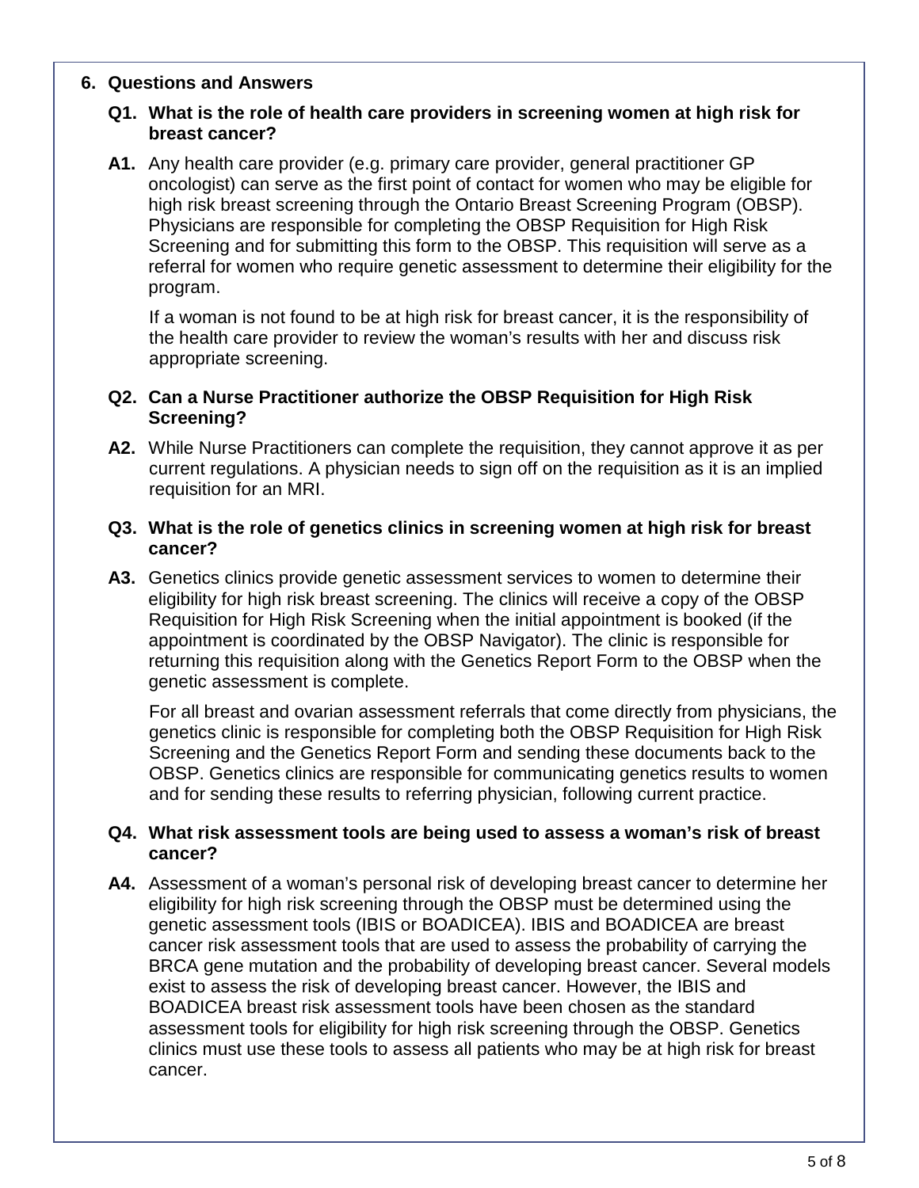## 6. Questions and Answers

**Q1. What is the role of health care providers in screening women at high risk for breast cancer?**

**A1.** Any health care provider (e.g. primary care provider, general practitioner GP oncologist) can serve as the first point of contact for women who may be eligible for high risk breast screening through the Ontario Breast Screening Program (OBSP). Physicians are responsible for completing the OBSP Requisition for High Risk Screening and for submitting this form to the OBSP. This requisition will serve as a referral for women who require genetic assessment to determine their eligibility for the program.

If a woman is not found to be at high risk for breast cancer, it is the responsibility of the health care provider to review the woman's results with her and discuss risk appropriate screening.

**Q2. Can a Nurse Practitioner authorize the OBSP Requisition for High Risk Screening?**

**A2.** While Nurse Practitioners can complete the requisition, they cannot approve it as per current regulations. A physician needs to sign off on the requisition as it is an implied requisition for an MRI.

**Q3. What is the role of genetics clinics in screening women at high risk for breast cancer?**

**A3.** Genetics clinics provide genetic assessment services to women to determine their eligibility for high risk breast screening. The clinics will receive a copy of the OBSP Requisition for High Risk Screening when the initial appointment is booked (if the appointment is coordinated by the OBSP Navigator). The clinic is responsible for returning this requisition along with the Genetics Report Form to the OBSP when the genetic assessment is complete.

For all breast and ovarian assessment referrals that come directly from physicians, the genetics clinic is responsible for completing both the OBSP Requisition for High Risk Screening and the Genetics Report Form and sending these documents back to the OBSP. Genetics clinics are responsible for communicating genetics results to women and for sending these results to referring physician, following current practice.

**Q4. What risk assessment tools are being used to assess a woman's risk of breast cancer?**

**A4.** Assessment of a woman's personal risk of developing breast cancer to determine her eligibility for high risk screening through the OBSP must be determined using the genetic assessment tools (IBIS or BOADICEA). IBIS and BOADICEA are breast cancer risk assessment tools that are used to assess the probability of carrying the BRCA gene mutation and the probability of developing breast cancer. Several models exist to assess the risk of developing breast cancer. However, the IBIS and BOADICEA breast risk assessment tools have been chosen as the standard assessment tools for eligibility for high risk screening through the OBSP. Genetics clinics must use these tools to assess all patients who may be at high risk for breast cancer.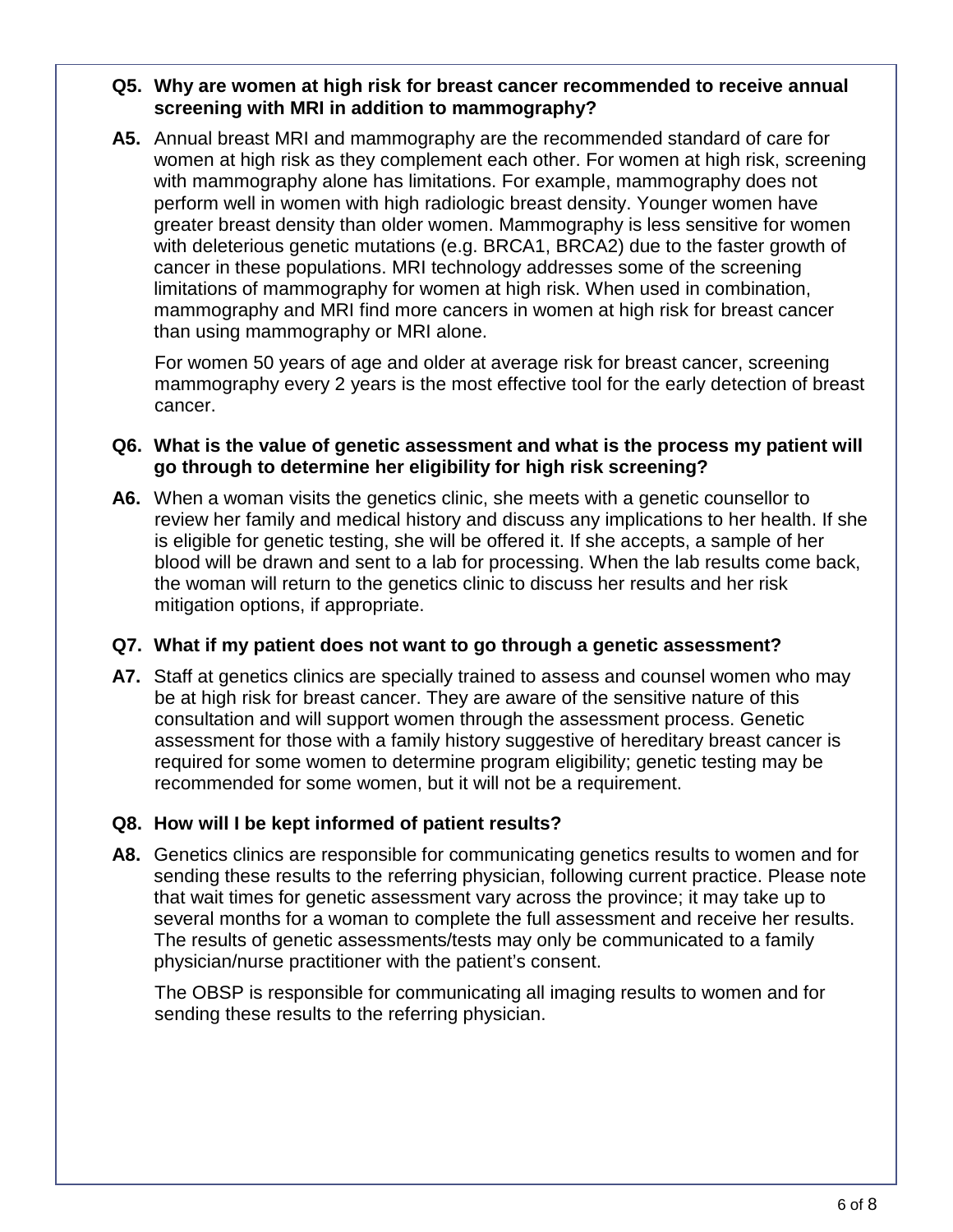**Q5. Why are women at high risk for breast cancer recommended to receive annual screening with MRI in addition to mammography?**

**A5.** Annual breast MRI and mammography are the recommended standard of care for women at high risk as they complement each other. For women at high risk, screening with mammography alone has limitations. For example, mammography does not perform well in women with high radiologic breast density. Younger women have greater breast density than older women. Mammography is less sensitive for women with deleterious genetic mutations (e.g. BRCA1, BRCA2) due to the faster growth of cancer in these populations. MRI technology addresses some of the screening limitations of mammography for women at high risk. When used in combination, mammography and MRI find more cancers in women at high risk for breast cancer than using mammography or MRI alone.

For women 50 years of age and older at average risk for breast cancer, screening mammography every 2 years is the most effective tool for the early detection of breast cancer.

**Q6. What is the value of genetic assessment and what is the process my patient will go through to determine her eligibility for high risk screening?**

**A6.** When a woman visits the genetics clinic, she meets with a genetic counsellor to review her family and medical history and discuss any implications to her health. If she is eligible for genetic testing, she will be offered it. If she accepts, a sample of her blood will be drawn and sent to a lab for processing. When the lab results come back, the woman will return to the genetics clinic to discuss her results and her risk mitigation options, if appropriate.

**Q7. What if my patient does not want to go through a genetic assessment?**

**A7.** Staff at genetics clinics are specially trained to assess and counsel women who may be at high risk for breast cancer. They are aware of the sensitive nature of this consultation and will support women through the assessment process. Genetic assessment for those with a family history suggestive of hereditary breast cancer is required for some women to determine program eligibility; genetic testing may be recommended for some women, but it will not be a requirement.

**Q8. How will I be kept informed of patient results?**

**A8.** Genetics clinics are responsible for communicating genetics results to women and for sending these results to the referring physician, following current practice. Please note that wait times for genetic assessment vary across the province; it may take up to several months for a woman to complete the full assessment and receive her results. The results of genetic assessments/tests may only be communicated to a family physician/nurse practitioner with the patient's consent.

The OBSP is responsible for communicating all imaging results to women and for sending these results to the referring physician.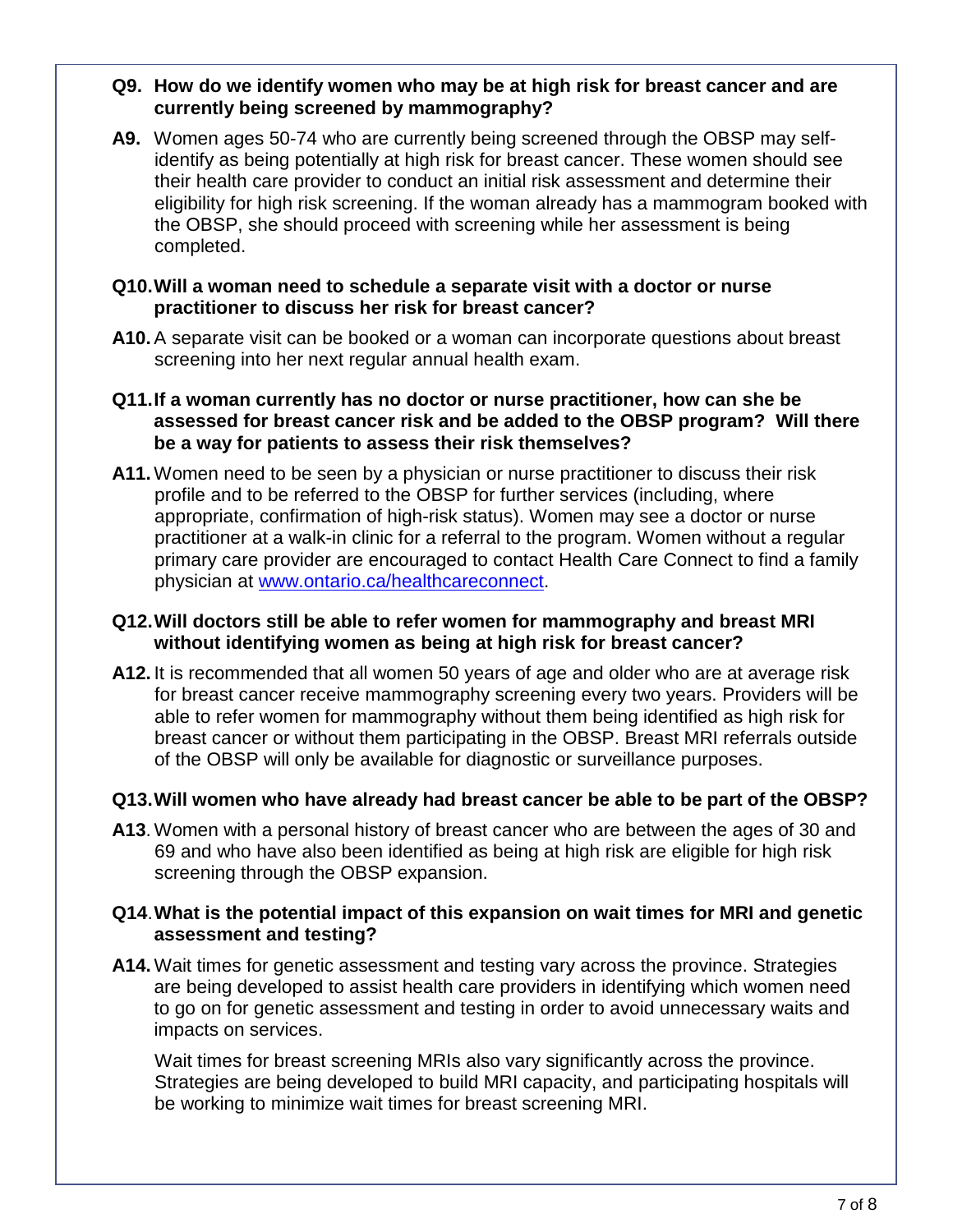**Q9. How do we identify women who may be at high risk for breast cancer and are currently being screened by mammography?**

**A9.** Women ages 50-74 who are currently being screened through the OBSP may self-identify as being potentially at high risk for breast cancer. These women should see their health care provider to conduct an initial risk assessment and determine their eligibility for high risk screening. If the woman already has a mammogram booked with the OBSP, she should proceed with screening while her assessment is being completed.

**Q10. Will a woman need to schedule a separate visit with a doctor or nurse practitioner to discuss her risk for breast cancer?**

**A10.** A separate visit can be booked or a woman can incorporate questions about breast screening into her next regular annual health exam.

**Q11. If a woman currently has no doctor or nurse practitioner, how can she be assessed for breast cancer risk and be added to the OBSP program? Will there be a way for patients to assess their risk themselves?**

**A11.** Women need to be seen by a physician or nurse practitioner to discuss their risk profile and to be referred to the OBSP for further services (including, where appropriate, confirmation of high-risk status). Women may see a doctor or nurse practitioner at a walk-in clinic for a referral to the program. Women without a regular primary care provider are encouraged to contact Health Care Connect to find a family physician at [www.ontario.ca/healthcareconnect](http://www.ontario.ca/healthcareconnect).

**Q12. Will doctors still be able to refer women for mammography and breast MRI without identifying women as being at high risk for breast cancer?**

**A12.** It is recommended that all women 50 years of age and older who are at average risk for breast cancer receive mammography screening every two years. Providers will be able to refer women for mammography without them being identified as high risk for breast cancer or without them participating in the OBSP. Breast MRI referrals outside of the OBSP will only be available for diagnostic or surveillance purposes.

**Q13. Will women who have already had breast cancer be able to be part of the OBSP?**

**A13**. Women with a personal history of breast cancer who are between the ages of 30 and 69 and who have also been identified as being at high risk are eligible for high risk screening through the OBSP expansion.

**Q14. What is the potential impact of this expansion on wait times for MRI and genetic assessment and testing?**

**A14.** Wait times for genetic assessment and testing vary across the province. Strategies are being developed to assist health care providers in identifying which women need to go on for genetic assessment and testing in order to avoid unnecessary waits and impacts on services.

Wait times for breast screening MRIs also vary significantly across the province. Strategies are being developed to build MRI capacity, and participating hospitals will be working to minimize wait times for breast screening MRI.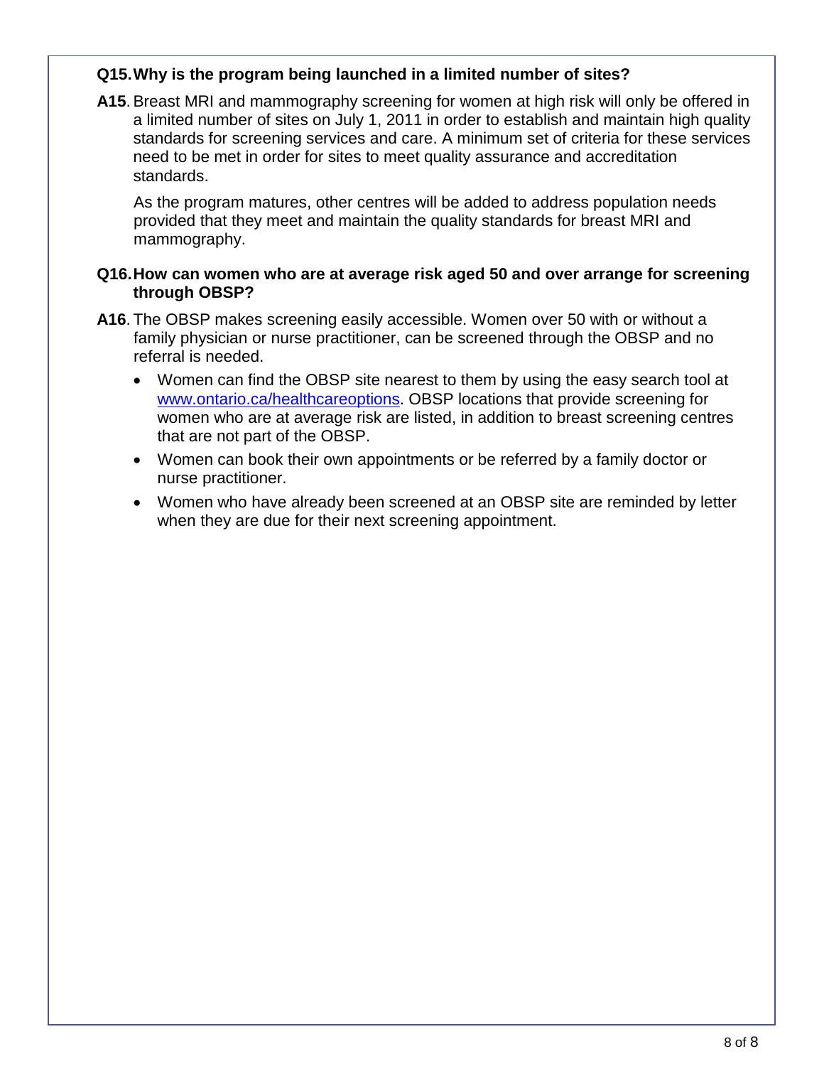**Q15. Why is the program being launched in a limited number of sites?**

**A15**. Breast MRI and mammography screening for women at high risk will only be offered in a limited number of sites on July 1, 2011 in order to establish and maintain high quality standards for screening services and care. A minimum set of criteria for these services need to be met in order for sites to meet quality assurance and accreditation standards.

As the program matures, other centres will be added to address population needs provided that they meet and maintain the quality standards for breast MRI and mammography.

**Q16. How can women who are at average risk aged 50 and over arrange for screening through OBSP?**

**A16**. The OBSP makes screening easily accessible. Women over 50 with or without a family physician or nurse practitioner, can be screened through the OBSP and no referral is needed.

- Women can find the OBSP site nearest to them by using the easy search tool at [www.ontario.ca/healthcareoptions](http://www.ontario.ca/healthcareoptions). OBSP locations that provide screening for women who are at average risk are listed, in addition to breast screening centres that are not part of the OBSP.
- Women can book their own appointments or be referred by a family doctor or nurse practitioner.
- Women who have already been screened at an OBSP site are reminded by letter when they are due for their next screening appointment.